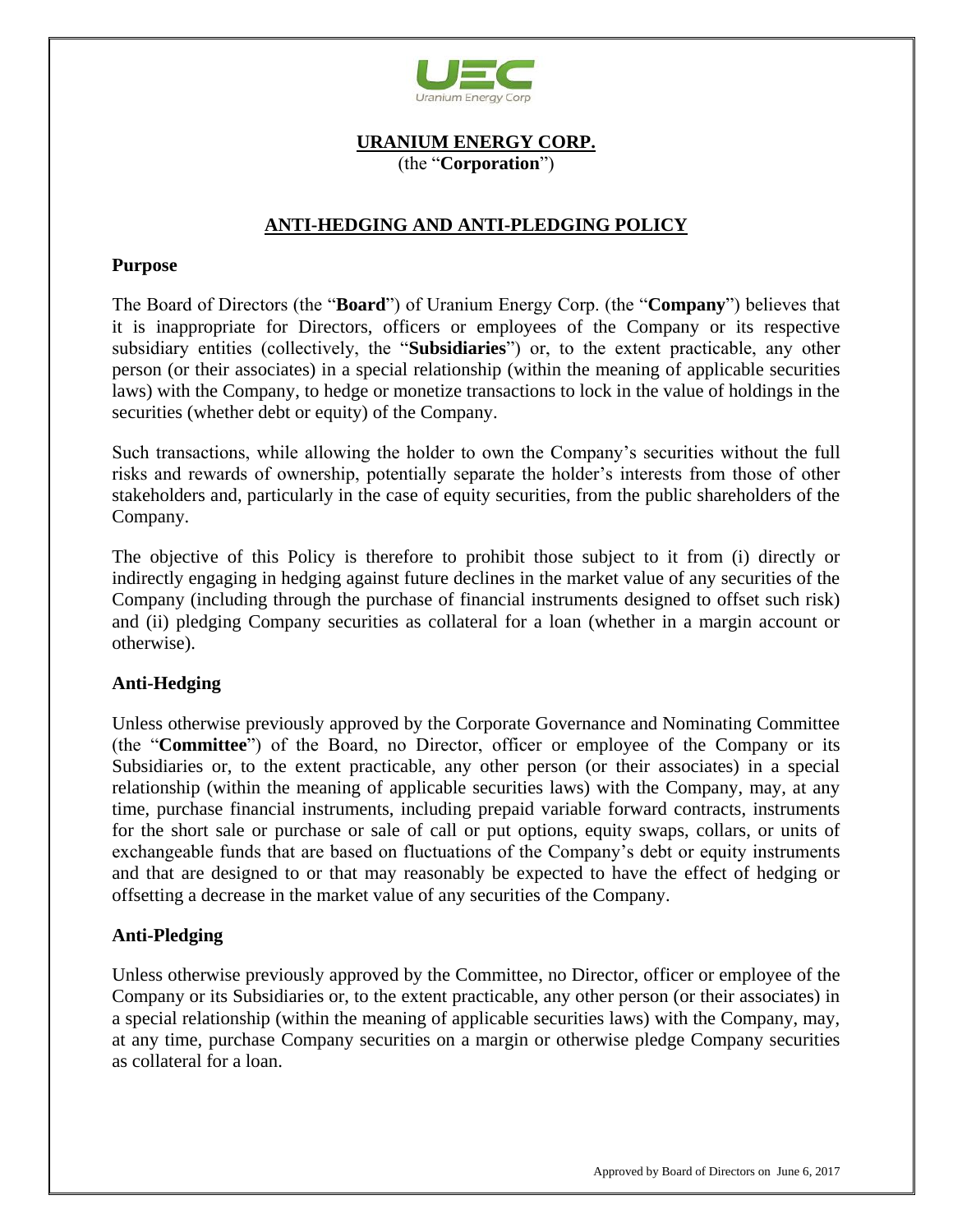**URANIUM ENERGY CORP.**
(the "**Corporation**")

# ANTI-HEDGING AND ANTI-PLEDGING POLICY

## Purpose

The Board of Directors (the "**Board**") of Uranium Energy Corp. (the "**Company**") believes that it is inappropriate for Directors, officers or employees of the Company or its respective subsidiary entities (collectively, the "**Subsidiaries**") or, to the extent practicable, any other person (or their associates) in a special relationship (within the meaning of applicable securities laws) with the Company, to hedge or monetize transactions to lock in the value of holdings in the securities (whether debt or equity) of the Company.

Such transactions, while allowing the holder to own the Company's securities without the full risks and rewards of ownership, potentially separate the holder's interests from those of other stakeholders and, particularly in the case of equity securities, from the public shareholders of the Company.

The objective of this Policy is therefore to prohibit those subject to it from (i) directly or indirectly engaging in hedging against future declines in the market value of any securities of the Company (including through the purchase of financial instruments designed to offset such risk) and (ii) pledging Company securities as collateral for a loan (whether in a margin account or otherwise).

## Anti-Hedging

Unless otherwise previously approved by the Corporate Governance and Nominating Committee (the "**Committee**") of the Board, no Director, officer or employee of the Company or its Subsidiaries or, to the extent practicable, any other person (or their associates) in a special relationship (within the meaning of applicable securities laws) with the Company, may, at any time, purchase financial instruments, including prepaid variable forward contracts, instruments for the short sale or purchase or sale of call or put options, equity swaps, collars, or units of exchangeable funds that are based on fluctuations of the Company's debt or equity instruments and that are designed to or that may reasonably be expected to have the effect of hedging or offsetting a decrease in the market value of any securities of the Company.

## Anti-Pledging

Unless otherwise previously approved by the Committee, no Director, officer or employee of the Company or its Subsidiaries or, to the extent practicable, any other person (or their associates) in a special relationship (within the meaning of applicable securities laws) with the Company, may, at any time, purchase Company securities on a margin or otherwise pledge Company securities as collateral for a loan.

Approved by Board of Directors on June 6, 2017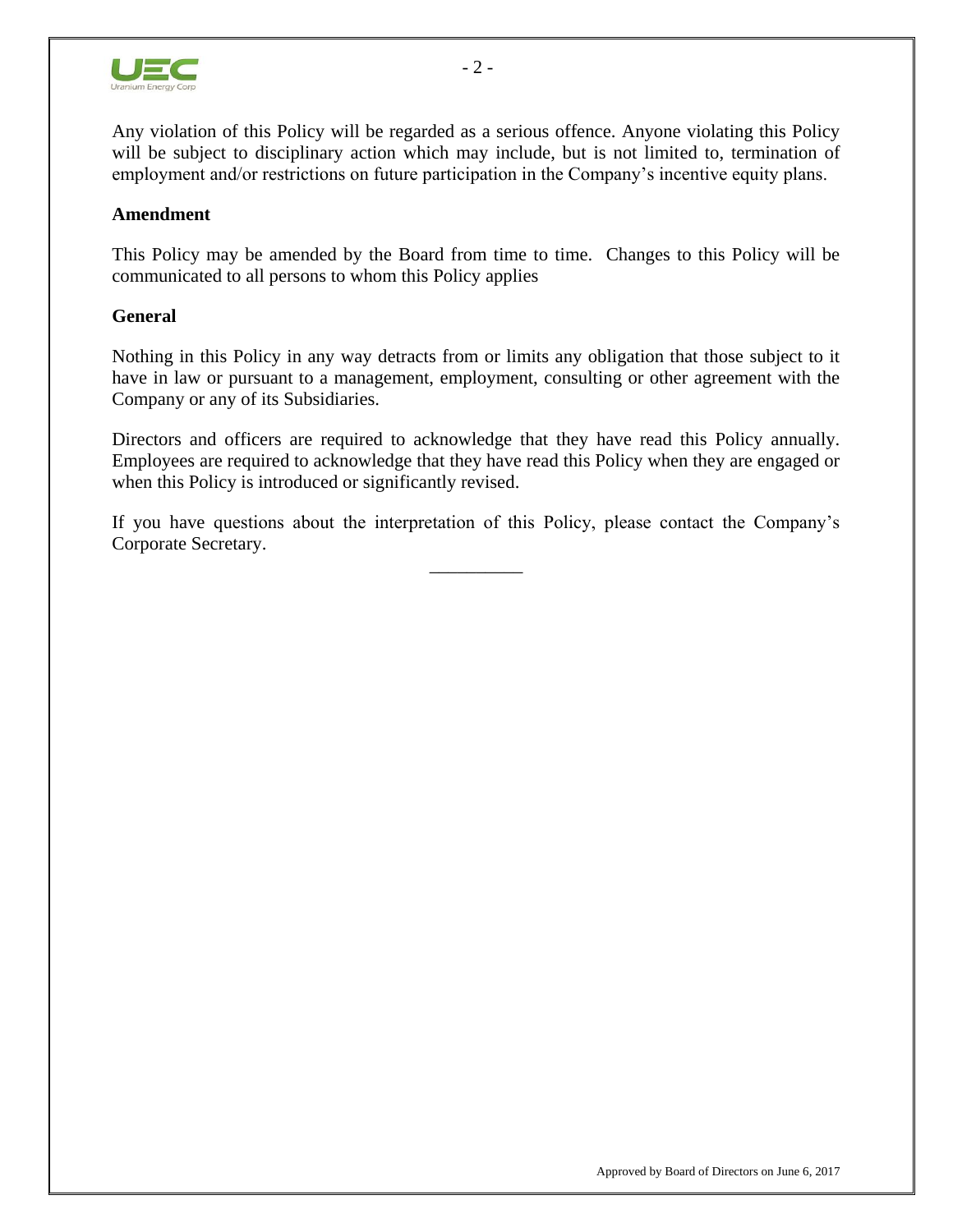Any violation of this Policy will be regarded as a serious offence. Anyone violating this Policy will be subject to disciplinary action which may include, but is not limited to, termination of employment and/or restrictions on future participation in the Company's incentive equity plans.

**Amendment**

This Policy may be amended by the Board from time to time. Changes to this Policy will be communicated to all persons to whom this Policy applies

**General**

Nothing in this Policy in any way detracts from or limits any obligation that those subject to it have in law or pursuant to a management, employment, consulting or other agreement with the Company or any of its Subsidiaries.

Directors and officers are required to acknowledge that they have read this Policy annually. Employees are required to acknowledge that they have read this Policy when they are engaged or when this Policy is introduced or significantly revised.

If you have questions about the interpretation of this Policy, please contact the Company's Corporate Secretary.

__________

Approved by Board of Directors on June 6, 2017